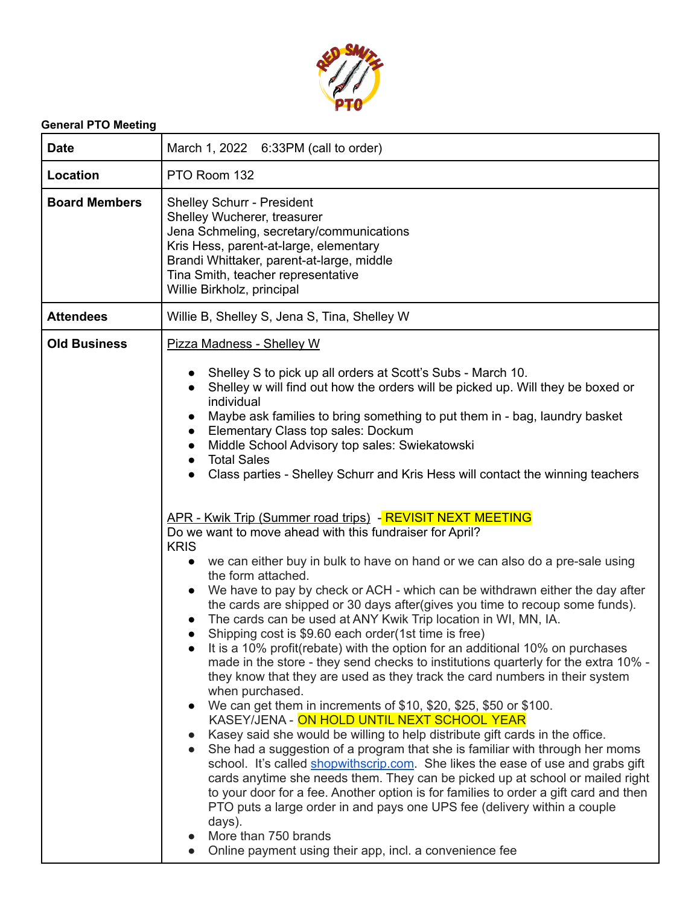**General PTO Meeting**

| | |
|---|---|
| **Date** | March 1, 2022 6:33PM (call to order) |
| **Location** | PTO Room 132 |
| **Board Members** | Shelley Schurr - President<br>Shelley Wucherer, treasurer<br>Jena Schmeling, secretary/communications<br>Kris Hess, parent-at-large, elementary<br>Brandi Whittaker, parent-at-large, middle<br>Tina Smith, teacher representative<br>Willie Birkholz, principal |
| **Attendees** | Willie B, Shelley S, Jena S, Tina, Shelley W |
| **Old Business** | <u>Pizza Madness - Shelley W</u><br><br>• Shelley S to pick up all orders at Scott's Subs - March 10.<br>• Shelley w will find out how the orders will be picked up. Will they be boxed or individual<br>• Maybe ask families to bring something to put them in - bag, laundry basket<br>• Elementary Class top sales: Dockum<br>• Middle School Advisory top sales: Swiekatowski<br>• Total Sales<br>• Class parties - Shelley Schurr and Kris Hess will contact the winning teachers<br><br><u>APR - Kwik Trip (Summer road trips)</u> - REVISIT NEXT MEETING<br>Do we want to move ahead with this fundraiser for April?<br>KRIS<br>• we can either buy in bulk to have on hand or we can also do a pre-sale using the form attached.<br>• We have to pay by check or ACH - which can be withdrawn either the day after the cards are shipped or 30 days after(gives you time to recoup some funds).<br>• The cards can be used at ANY Kwik Trip location in WI, MN, IA.<br>• Shipping cost is $9.60 each order(1st time is free)<br>• It is a 10% profit(rebate) with the option for an additional 10% on purchases made in the store - they send checks to institutions quarterly for the extra 10% - they know that they are used as they track the card numbers in their system when purchased.<br>• We can get them in increments of $10, $20, $25, $50 or $100.<br>KASEY/JENA - ON HOLD UNTIL NEXT SCHOOL YEAR<br>• Kasey said she would be willing to help distribute gift cards in the office.<br>• She had a suggestion of a program that she is familiar with through her moms school. It's called shopwithscrip.com. She likes the ease of use and grabs gift cards anytime she needs them. They can be picked up at school or mailed right to your door for a fee. Another option is for families to order a gift card and then PTO puts a large order in and pays one UPS fee (delivery within a couple days).<br>• More than 750 brands<br>• Online payment using their app, incl. a convenience fee |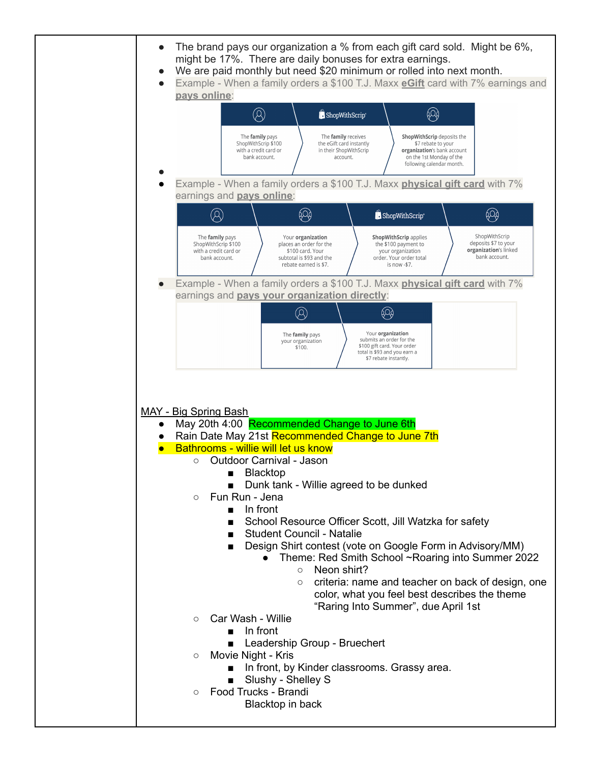- The brand pays our organization a % from each gift card sold. Might be 6%, might be 17%. There are daily bonuses for extra earnings.
- We are paid monthly but need $20 minimum or rolled into next month.
- Example - When a family orders a $100 T.J. Maxx **eGift** card with 7% earnings and **pays online**:

| The **family** pays ShopWithScrip $100 with a credit card or bank account. | The **family** receives the eGift card instantly in their ShopWithScrip account. | **ShopWithScrip** deposits the $7 rebate to your **organization**'s bank account on the 1st Monday of the following calendar month. |
|---|---|---|

- 
- Example - When a family orders a $100 T.J. Maxx **physical gift card** with 7% earnings and **pays online**:

| The **family** pays ShopWithScrip $100 with a credit card or bank account. | Your **organization** places an order for the $100 card. Your subtotal is $93 and the rebate earned is $7. | **ShopWithScrip** applies the $100 payment to your organization order. Your order total is now -$7. | ShopWithScrip deposits $7 to your **organization**'s linked bank account. |
|---|---|---|---|

- Example - When a family orders a $100 T.J. Maxx **physical gift card** with 7% earnings and **pays your organization directly**:

| The **family** pays your organization $100. | Your **organization** submits an order for the $100 gift card. Your order total is $93 and you earn a $7 rebate instantly. |
|---|---|

MAY - Big Spring Bash
- May 20th 4:00 Recommended Change to June 6th
- Rain Date May 21st Recommended Change to June 7th
- Bathrooms - willie will let us know
  - Outdoor Carnival - Jason
    - Blacktop
    - Dunk tank - Willie agreed to be dunked
  - Fun Run - Jena
    - In front
    - School Resource Officer Scott, Jill Watzka for safety
    - Student Council - Natalie
    - Design Shirt contest (vote on Google Form in Advisory/MM)
      - Theme: Red Smith School ~Roaring into Summer 2022
        - Neon shirt?
        - criteria: name and teacher on back of design, one color, what you feel best describes the theme "Raring Into Summer", due April 1st
  - Car Wash - Willie
    - In front
    - Leadership Group - Bruechert
  - Movie Night - Kris
    - In front, by Kinder classrooms. Grassy area.
    - Slushy - Shelley S
  - Food Trucks - Brandi
    - Blacktop in back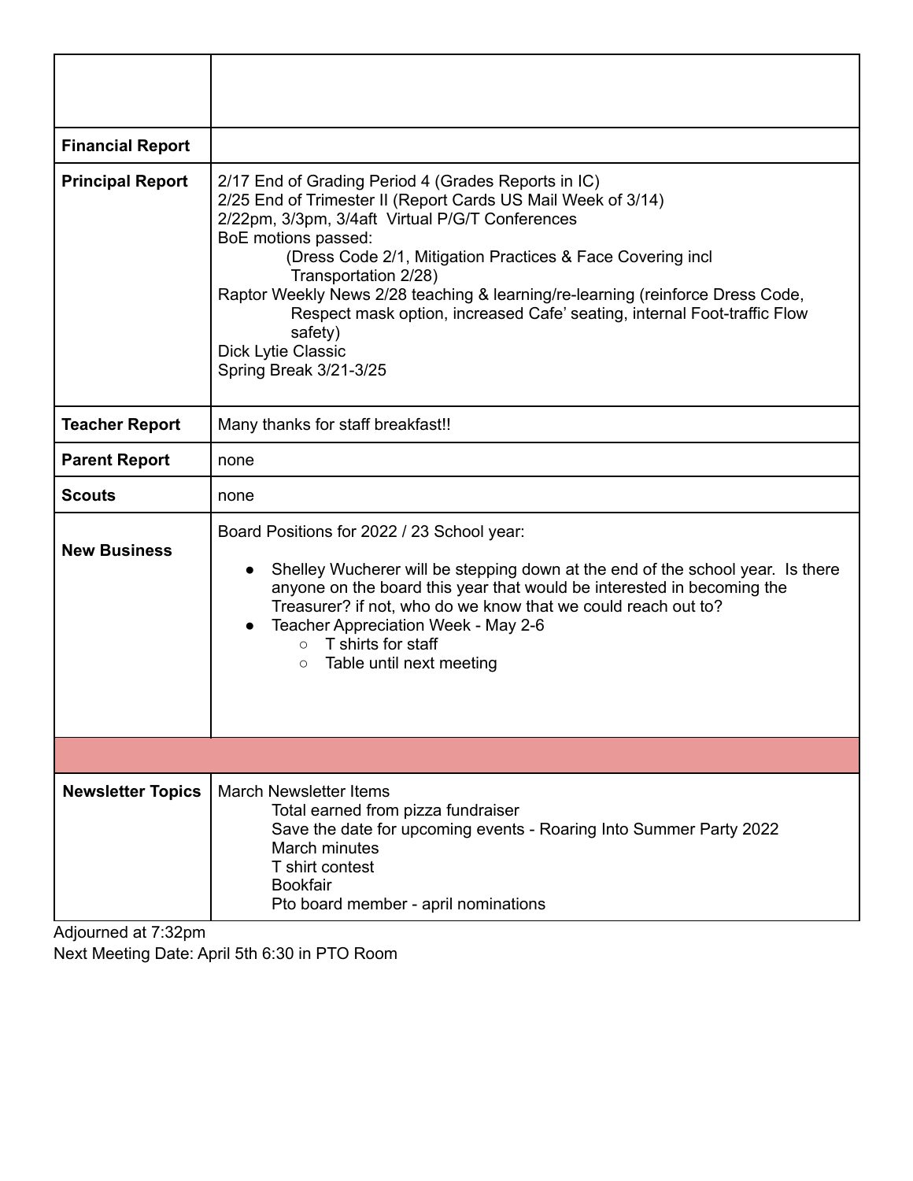| | |
|---|---|
| | |
| **Financial Report** | |
| **Principal Report** | 2/17 End of Grading Period 4 (Grades Reports in IC)<br>2/25 End of Trimester II (Report Cards US Mail Week of 3/14)<br>2/22pm, 3/3pm, 3/4aft Virtual P/G/T Conferences<br>BoE motions passed:<br>(Dress Code 2/1, Mitigation Practices & Face Covering incl Transportation 2/28)<br>Raptor Weekly News 2/28 teaching & learning/re-learning (reinforce Dress Code, Respect mask option, increased Cafe' seating, internal Foot-traffic Flow safety)<br>Dick Lytie Classic<br>Spring Break 3/21-3/25 |
| **Teacher Report** | Many thanks for staff breakfast!! |
| **Parent Report** | none |
| **Scouts** | none |
| **New Business** | Board Positions for 2022 / 23 School year:<br>● Shelley Wucherer will be stepping down at the end of the school year. Is there anyone on the board this year that would be interested in becoming the Treasurer? if not, who do we know that we could reach out to?<br>● Teacher Appreciation Week - May 2-6<br>○ T shirts for staff<br>○ Table until next meeting |
| | |
| **Newsletter Topics** | March Newsletter Items<br>Total earned from pizza fundraiser<br>Save the date for upcoming events - Roaring Into Summer Party 2022<br>March minutes<br>T shirt contest<br>Bookfair<br>Pto board member - april nominations |

Adjourned at 7:32pm

Next Meeting Date: April 5th 6:30 in PTO Room